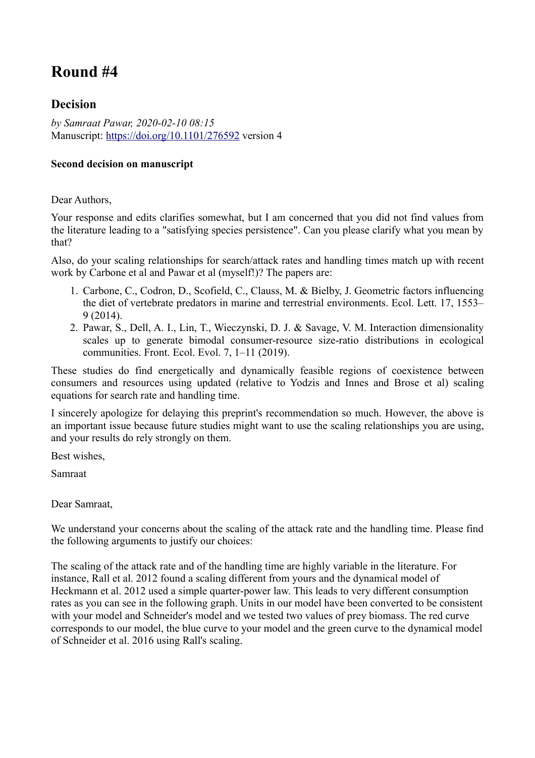# Round #4

## Decision

*by Samraat Pawar, 2020-02-10 08:15*
Manuscript: https://doi.org/10.1101/276592 version 4

**Second decision on manuscript**

Dear Authors,

Your response and edits clarifies somewhat, but I am concerned that you did not find values from the literature leading to a "satisfying species persistence". Can you please clarify what you mean by that?

Also, do your scaling relationships for search/attack rates and handling times match up with recent work by Carbone et al and Pawar et al (myself!)? The papers are:

1. Carbone, C., Codron, D., Scofield, C., Clauss, M. & Bielby, J. Geometric factors influencing the diet of vertebrate predators in marine and terrestrial environments. Ecol. Lett. 17, 1553–9 (2014).
2. Pawar, S., Dell, A. I., Lin, T., Wieczynski, D. J. & Savage, V. M. Interaction dimensionality scales up to generate bimodal consumer-resource size-ratio distributions in ecological communities. Front. Ecol. Evol. 7, 1–11 (2019).

These studies do find energetically and dynamically feasible regions of coexistence between consumers and resources using updated (relative to Yodzis and Innes and Brose et al) scaling equations for search rate and handling time.

I sincerely apologize for delaying this preprint's recommendation so much. However, the above is an important issue because future studies might want to use the scaling relationships you are using, and your results do rely strongly on them.

Best wishes,

Samraat

Dear Samraat,

We understand your concerns about the scaling of the attack rate and the handling time. Please find the following arguments to justify our choices:

The scaling of the attack rate and of the handling time are highly variable in the literature. For instance, Rall et al. 2012 found a scaling different from yours and the dynamical model of Heckmann et al. 2012 used a simple quarter-power law. This leads to very different consumption rates as you can see in the following graph. Units in our model have been converted to be consistent with your model and Schneider's model and we tested two values of prey biomass. The red curve corresponds to our model, the blue curve to your model and the green curve to the dynamical model of Schneider et al. 2016 using Rall's scaling.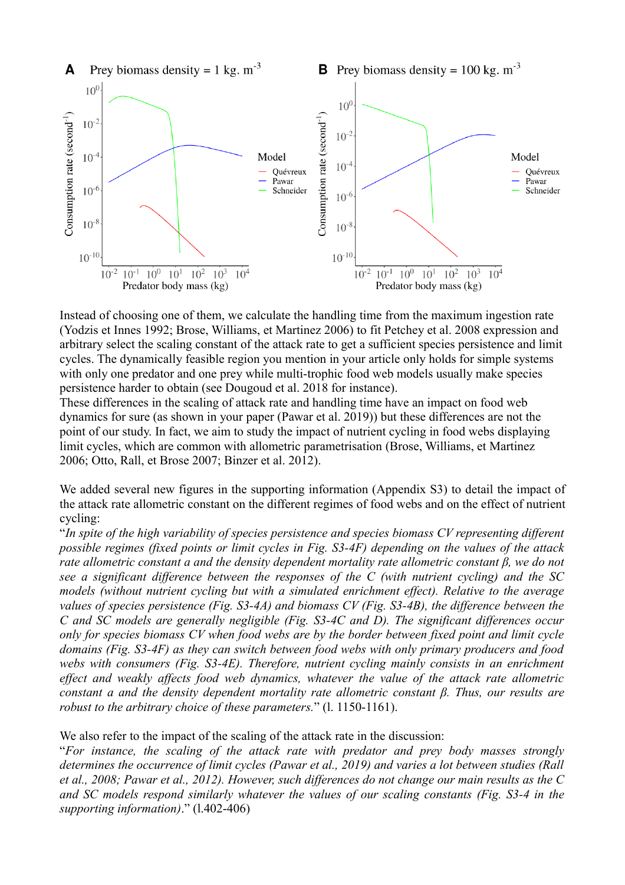Instead of choosing one of them, we calculate the handling time from the maximum ingestion rate (Yodzis et Innes 1992; Brose, Williams, et Martinez 2006) to fit Petchey et al. 2008 expression and arbitrary select the scaling constant of the attack rate to get a sufficient species persistence and limit cycles. The dynamically feasible region you mention in your article only holds for simple systems with only one predator and one prey while multi-trophic food web models usually make species persistence harder to obtain (see Dougoud et al. 2018 for instance).
These differences in the scaling of attack rate and handling time have an impact on food web dynamics for sure (as shown in your paper (Pawar et al. 2019)) but these differences are not the point of our study. In fact, we aim to study the impact of nutrient cycling in food webs displaying limit cycles, which are common with allometric parametrisation (Brose, Williams, et Martinez 2006; Otto, Rall, et Brose 2007; Binzer et al. 2012).

We added several new figures in the supporting information (Appendix S3) to detail the impact of the attack rate allometric constant on the different regimes of food webs and on the effect of nutrient cycling:
"*In spite of the high variability of species persistence and species biomass CV representing different possible regimes (fixed points or limit cycles in Fig. S3-4F) depending on the values of the attack rate allometric constant a and the density dependent mortality rate allometric constant β, we do not see a significant difference between the responses of the C (with nutrient cycling) and the SC models (without nutrient cycling but with a simulated enrichment effect). Relative to the average values of species persistence (Fig. S3-4A) and biomass CV (Fig. S3-4B), the difference between the C and SC models are generally negligible (Fig. S3-4C and D). The significant differences occur only for species biomass CV when food webs are by the border between fixed point and limit cycle domains (Fig. S3-4F) as they can switch between food webs with only primary producers and food webs with consumers (Fig. S3-4E). Therefore, nutrient cycling mainly consists in an enrichment effect and weakly affects food web dynamics, whatever the value of the attack rate allometric constant a and the density dependent mortality rate allometric constant β. Thus, our results are robust to the arbitrary choice of these parameters.*" (l. 1150-1161).

We also refer to the impact of the scaling of the attack rate in the discussion:
"*For instance, the scaling of the attack rate with predator and prey body masses strongly determines the occurrence of limit cycles (Pawar et al., 2019) and varies a lot between studies (Rall et al., 2008; Pawar et al., 2012). However, such differences do not change our main results as the C and SC models respond similarly whatever the values of our scaling constants (Fig. S3-4 in the supporting information)*." (l.402-406)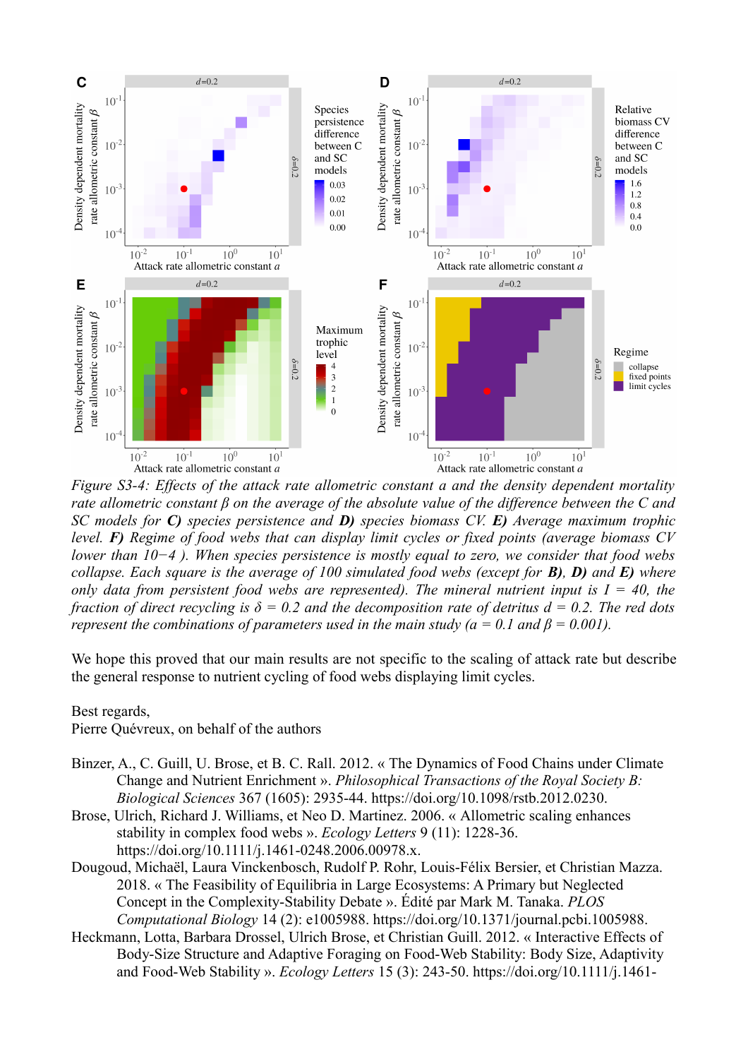*Figure S3-4: Effects of the attack rate allometric constant a and the density dependent mortality rate allometric constant β on the average of the absolute value of the difference between the C and SC models for **C)** species persistence and **D)** species biomass CV. **E)** Average maximum trophic level. **F)** Regime of food webs that can display limit cycles or fixed points (average biomass CV lower than 10−4 ). When species persistence is mostly equal to zero, we consider that food webs collapse. Each square is the average of 100 simulated food webs (except for **B), D)** and **E)** where only data from persistent food webs are represented). The mineral nutrient input is I = 40, the fraction of direct recycling is δ = 0.2 and the decomposition rate of detritus d = 0.2. The red dots represent the combinations of parameters used in the main study (a = 0.1 and β = 0.001).*

We hope this proved that our main results are not specific to the scaling of attack rate but describe the general response to nutrient cycling of food webs displaying limit cycles.

Best regards,
Pierre Quévreux, on behalf of the authors

Binzer, A., C. Guill, U. Brose, et B. C. Rall. 2012. « The Dynamics of Food Chains under Climate Change and Nutrient Enrichment ». *Philosophical Transactions of the Royal Society B: Biological Sciences* 367 (1605): 2935-44. https://doi.org/10.1098/rstb.2012.0230.

Brose, Ulrich, Richard J. Williams, et Neo D. Martinez. 2006. « Allometric scaling enhances stability in complex food webs ». *Ecology Letters* 9 (11): 1228-36. https://doi.org/10.1111/j.1461-0248.2006.00978.x.

Dougoud, Michaël, Laura Vinckenbosch, Rudolf P. Rohr, Louis-Félix Bersier, et Christian Mazza. 2018. « The Feasibility of Equilibria in Large Ecosystems: A Primary but Neglected Concept in the Complexity-Stability Debate ». Édité par Mark M. Tanaka. *PLOS Computational Biology* 14 (2): e1005988. https://doi.org/10.1371/journal.pcbi.1005988.

Heckmann, Lotta, Barbara Drossel, Ulrich Brose, et Christian Guill. 2012. « Interactive Effects of Body-Size Structure and Adaptive Foraging on Food-Web Stability: Body Size, Adaptivity and Food-Web Stability ». *Ecology Letters* 15 (3): 243-50. https://doi.org/10.1111/j.1461-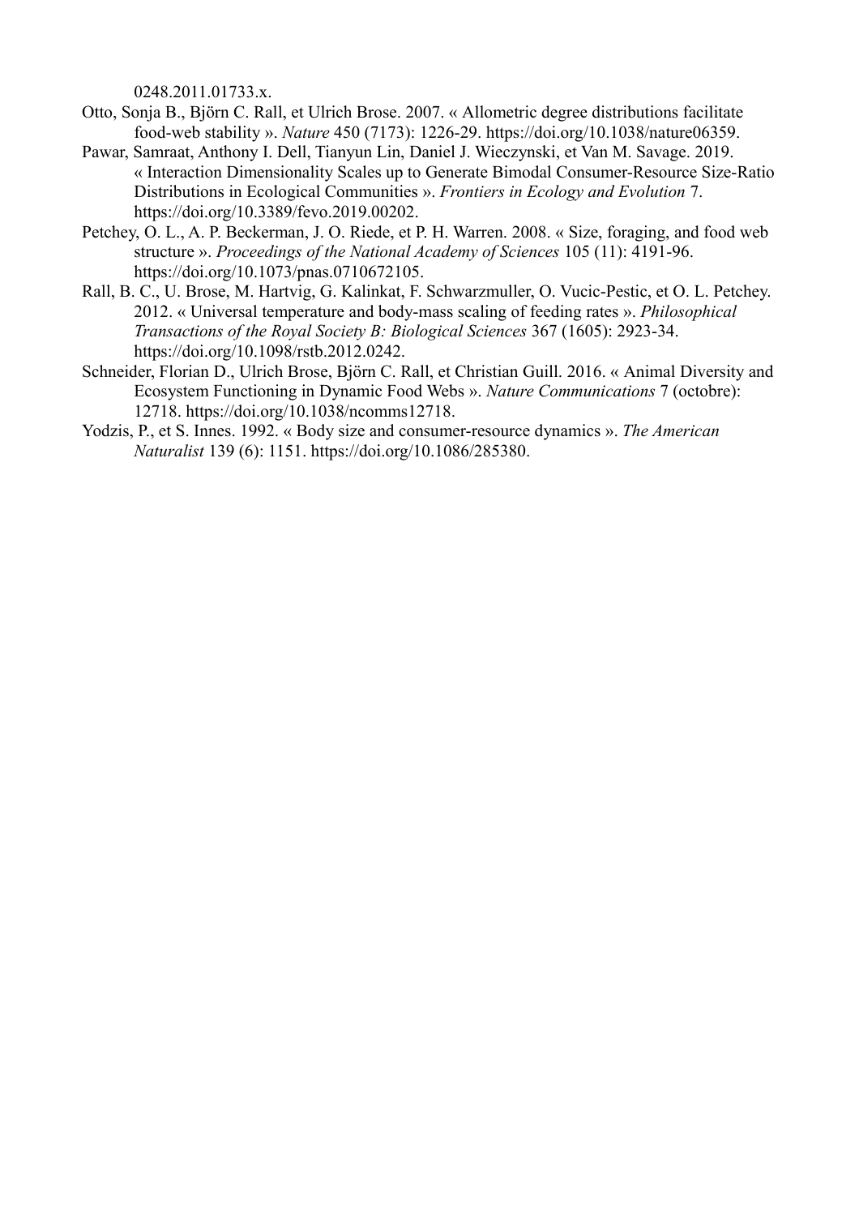0248.2011.01733.x.

Otto, Sonja B., Björn C. Rall, et Ulrich Brose. 2007. « Allometric degree distributions facilitate food-web stability ». *Nature* 450 (7173): 1226-29. https://doi.org/10.1038/nature06359.

Pawar, Samraat, Anthony I. Dell, Tianyun Lin, Daniel J. Wieczynski, et Van M. Savage. 2019. « Interaction Dimensionality Scales up to Generate Bimodal Consumer-Resource Size-Ratio Distributions in Ecological Communities ». *Frontiers in Ecology and Evolution* 7. https://doi.org/10.3389/fevo.2019.00202.

Petchey, O. L., A. P. Beckerman, J. O. Riede, et P. H. Warren. 2008. « Size, foraging, and food web structure ». *Proceedings of the National Academy of Sciences* 105 (11): 4191-96. https://doi.org/10.1073/pnas.0710672105.

Rall, B. C., U. Brose, M. Hartvig, G. Kalinkat, F. Schwarzmuller, O. Vucic-Pestic, et O. L. Petchey. 2012. « Universal temperature and body-mass scaling of feeding rates ». *Philosophical Transactions of the Royal Society B: Biological Sciences* 367 (1605): 2923-34. https://doi.org/10.1098/rstb.2012.0242.

Schneider, Florian D., Ulrich Brose, Björn C. Rall, et Christian Guill. 2016. « Animal Diversity and Ecosystem Functioning in Dynamic Food Webs ». *Nature Communications* 7 (octobre): 12718. https://doi.org/10.1038/ncomms12718.

Yodzis, P., et S. Innes. 1992. « Body size and consumer-resource dynamics ». *The American Naturalist* 139 (6): 1151. https://doi.org/10.1086/285380.